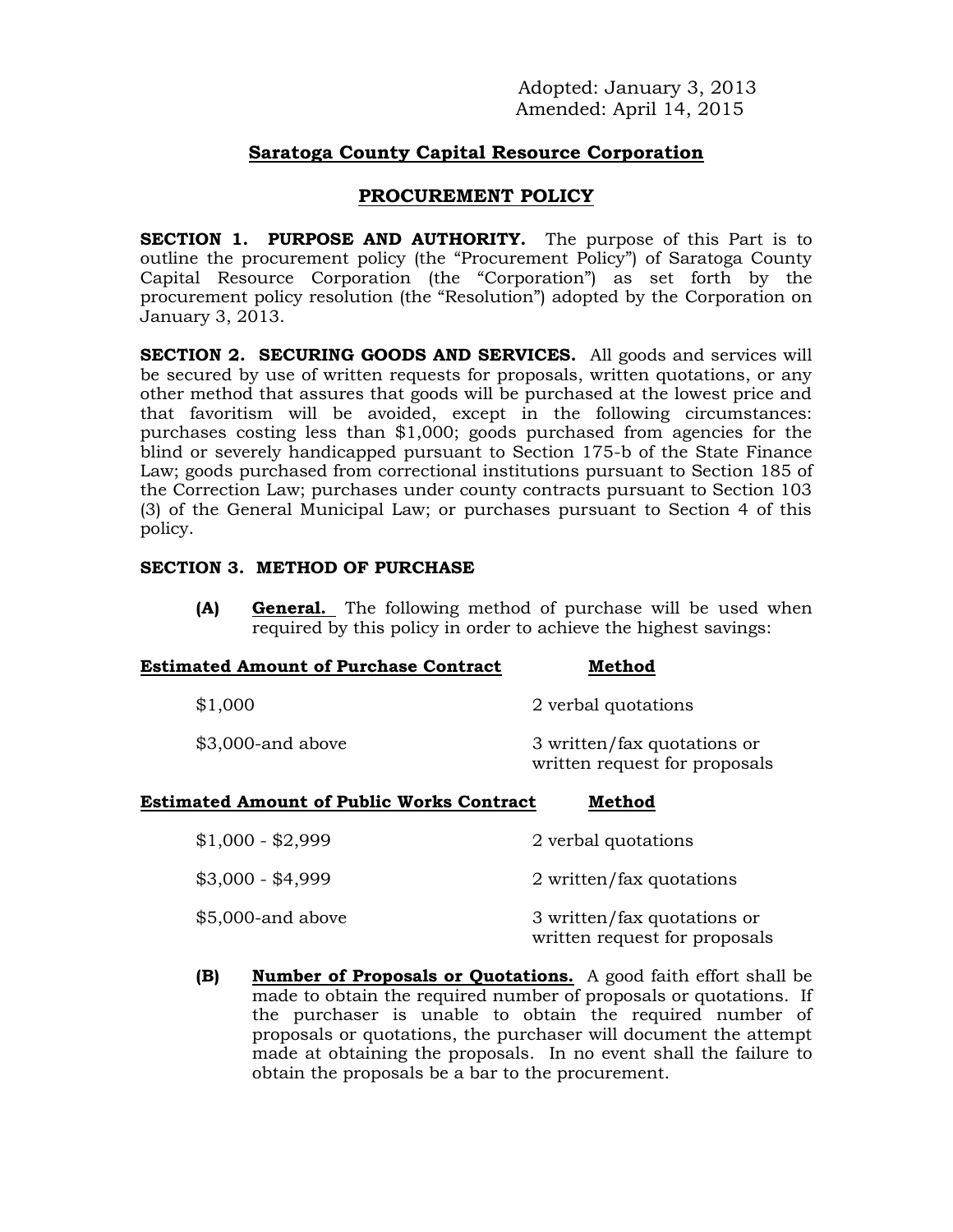Adopted: January 3, 2013
Amended: April 14, 2015

# Saratoga County Capital Resource Corporation

## PROCUREMENT POLICY

**SECTION 1. PURPOSE AND AUTHORITY.** The purpose of this Part is to outline the procurement policy (the "Procurement Policy") of Saratoga County Capital Resource Corporation (the "Corporation") as set forth by the procurement policy resolution (the "Resolution") adopted by the Corporation on January 3, 2013.

**SECTION 2. SECURING GOODS AND SERVICES.** All goods and services will be secured by use of written requests for proposals, written quotations, or any other method that assures that goods will be purchased at the lowest price and that favoritism will be avoided, except in the following circumstances: purchases costing less than $1,000; goods purchased from agencies for the blind or severely handicapped pursuant to Section 175-b of the State Finance Law; goods purchased from correctional institutions pursuant to Section 185 of the Correction Law; purchases under county contracts pursuant to Section 103 (3) of the General Municipal Law; or purchases pursuant to Section 4 of this policy.

**SECTION 3. METHOD OF PURCHASE**

**(A) General.** The following method of purchase will be used when required by this policy in order to achieve the highest savings:

| Estimated Amount of Purchase Contract | Method |
| --- | --- |
| $1,000 | 2 verbal quotations |
| $3,000-and above | 3 written/fax quotations or written request for proposals |

| Estimated Amount of Public Works Contract | Method |
| --- | --- |
| $1,000 - $2,999 | 2 verbal quotations |
| $3,000 - $4,999 | 2 written/fax quotations |
| $5,000-and above | 3 written/fax quotations or written request for proposals |

**(B) Number of Proposals or Quotations.** A good faith effort shall be made to obtain the required number of proposals or quotations. If the purchaser is unable to obtain the required number of proposals or quotations, the purchaser will document the attempt made at obtaining the proposals. In no event shall the failure to obtain the proposals be a bar to the procurement.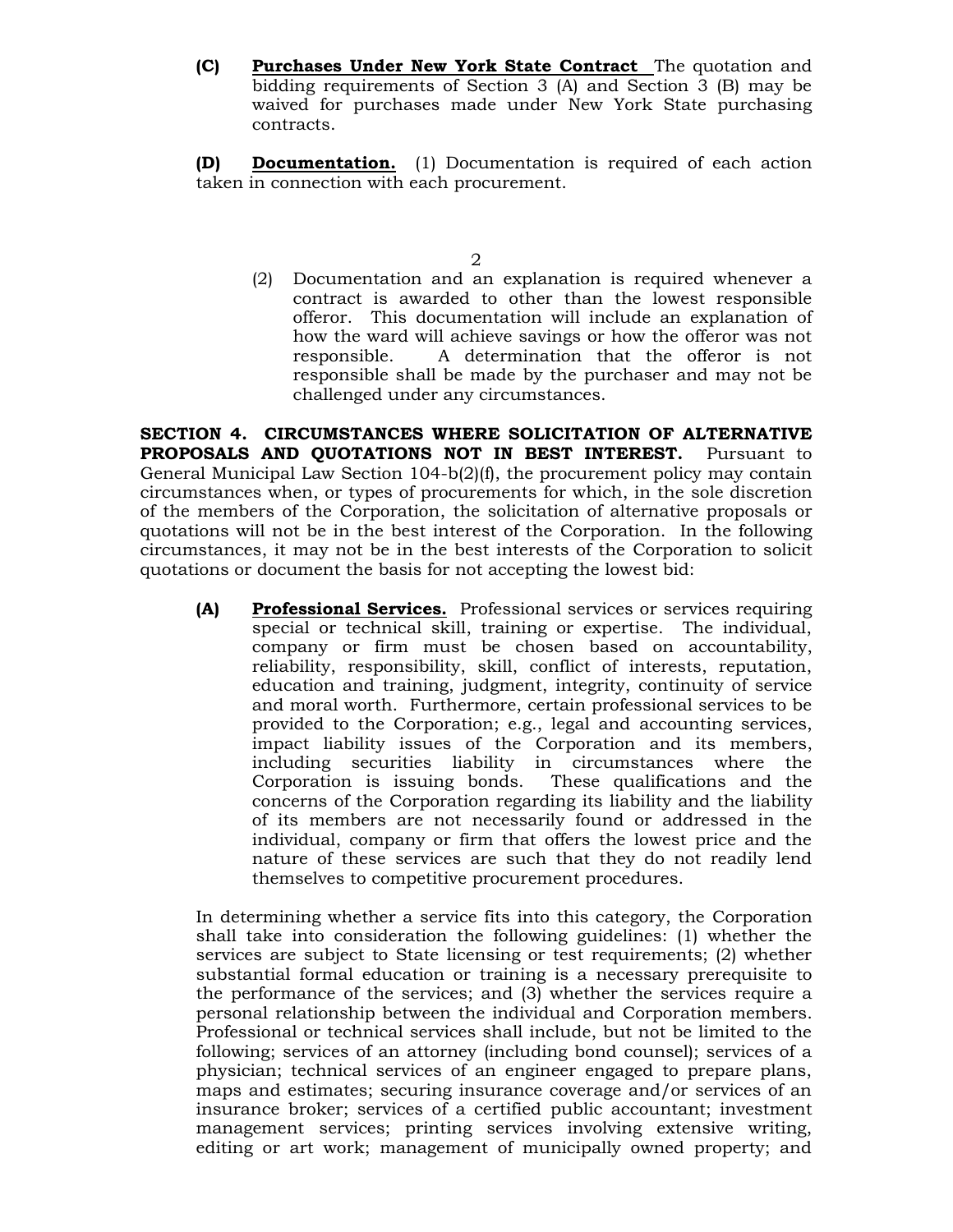**(C)** **<u>Purchases Under New York State Contract</u>** The quotation and bidding requirements of Section 3 (A) and Section 3 (B) may be waived for purchases made under New York State purchasing contracts.

**(D)** **<u>Documentation.</u>** (1) Documentation is required of each action taken in connection with each procurement.

(2) Documentation and an explanation is required whenever a contract is awarded to other than the lowest responsible offeror. This documentation will include an explanation of how the ward will achieve savings or how the offeror was not responsible. A determination that the offeror is not responsible shall be made by the purchaser and may not be challenged under any circumstances.

**SECTION 4. CIRCUMSTANCES WHERE SOLICITATION OF ALTERNATIVE PROPOSALS AND QUOTATIONS NOT IN BEST INTEREST.** Pursuant to General Municipal Law Section 104-b(2)(f), the procurement policy may contain circumstances when, or types of procurements for which, in the sole discretion of the members of the Corporation, the solicitation of alternative proposals or quotations will not be in the best interest of the Corporation. In the following circumstances, it may not be in the best interests of the Corporation to solicit quotations or document the basis for not accepting the lowest bid:

**(A)** **<u>Professional Services.</u>** Professional services or services requiring special or technical skill, training or expertise. The individual, company or firm must be chosen based on accountability, reliability, responsibility, skill, conflict of interests, reputation, education and training, judgment, integrity, continuity of service and moral worth. Furthermore, certain professional services to be provided to the Corporation; e.g., legal and accounting services, impact liability issues of the Corporation and its members, including securities liability in circumstances where the Corporation is issuing bonds. These qualifications and the concerns of the Corporation regarding its liability and the liability of its members are not necessarily found or addressed in the individual, company or firm that offers the lowest price and the nature of these services are such that they do not readily lend themselves to competitive procurement procedures.

In determining whether a service fits into this category, the Corporation shall take into consideration the following guidelines: (1) whether the services are subject to State licensing or test requirements; (2) whether substantial formal education or training is a necessary prerequisite to the performance of the services; and (3) whether the services require a personal relationship between the individual and Corporation members. Professional or technical services shall include, but not be limited to the following; services of an attorney (including bond counsel); services of a physician; technical services of an engineer engaged to prepare plans, maps and estimates; securing insurance coverage and/or services of an insurance broker; services of a certified public accountant; investment management services; printing services involving extensive writing, editing or art work; management of municipally owned property; and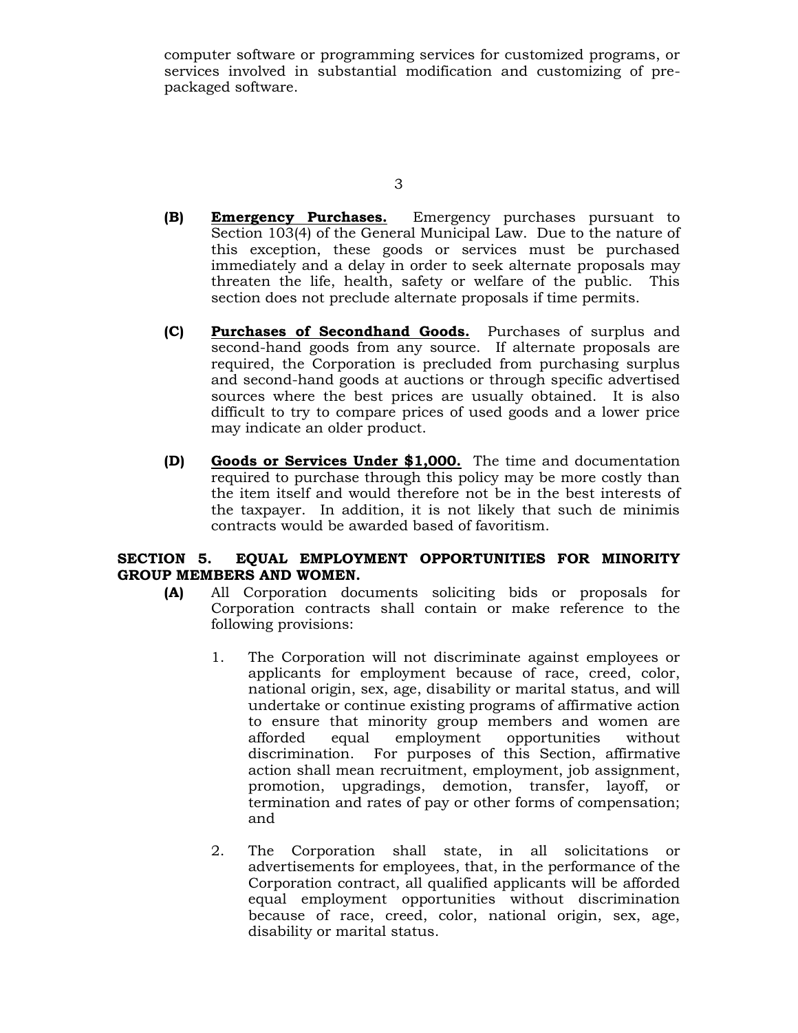computer software or programming services for customized programs, or services involved in substantial modification and customizing of pre-packaged software.

**(B)** **<u>Emergency Purchases.</u>** Emergency purchases pursuant to Section 103(4) of the General Municipal Law. Due to the nature of this exception, these goods or services must be purchased immediately and a delay in order to seek alternate proposals may threaten the life, health, safety or welfare of the public. This section does not preclude alternate proposals if time permits.

**(C)** **<u>Purchases of Secondhand Goods.</u>** Purchases of surplus and second-hand goods from any source. If alternate proposals are required, the Corporation is precluded from purchasing surplus and second-hand goods at auctions or through specific advertised sources where the best prices are usually obtained. It is also difficult to try to compare prices of used goods and a lower price may indicate an older product.

**(D)** **<u>Goods or Services Under $1,000.</u>** The time and documentation required to purchase through this policy may be more costly than the item itself and would therefore not be in the best interests of the taxpayer. In addition, it is not likely that such de minimis contracts would be awarded based of favoritism.

**SECTION 5. EQUAL EMPLOYMENT OPPORTUNITIES FOR MINORITY GROUP MEMBERS AND WOMEN.**

**(A)** All Corporation documents soliciting bids or proposals for Corporation contracts shall contain or make reference to the following provisions:

1. The Corporation will not discriminate against employees or applicants for employment because of race, creed, color, national origin, sex, age, disability or marital status, and will undertake or continue existing programs of affirmative action to ensure that minority group members and women are afforded equal employment opportunities without discrimination. For purposes of this Section, affirmative action shall mean recruitment, employment, job assignment, promotion, upgradings, demotion, transfer, layoff, or termination and rates of pay or other forms of compensation; and

2. The Corporation shall state, in all solicitations or advertisements for employees, that, in the performance of the Corporation contract, all qualified applicants will be afforded equal employment opportunities without discrimination because of race, creed, color, national origin, sex, age, disability or marital status.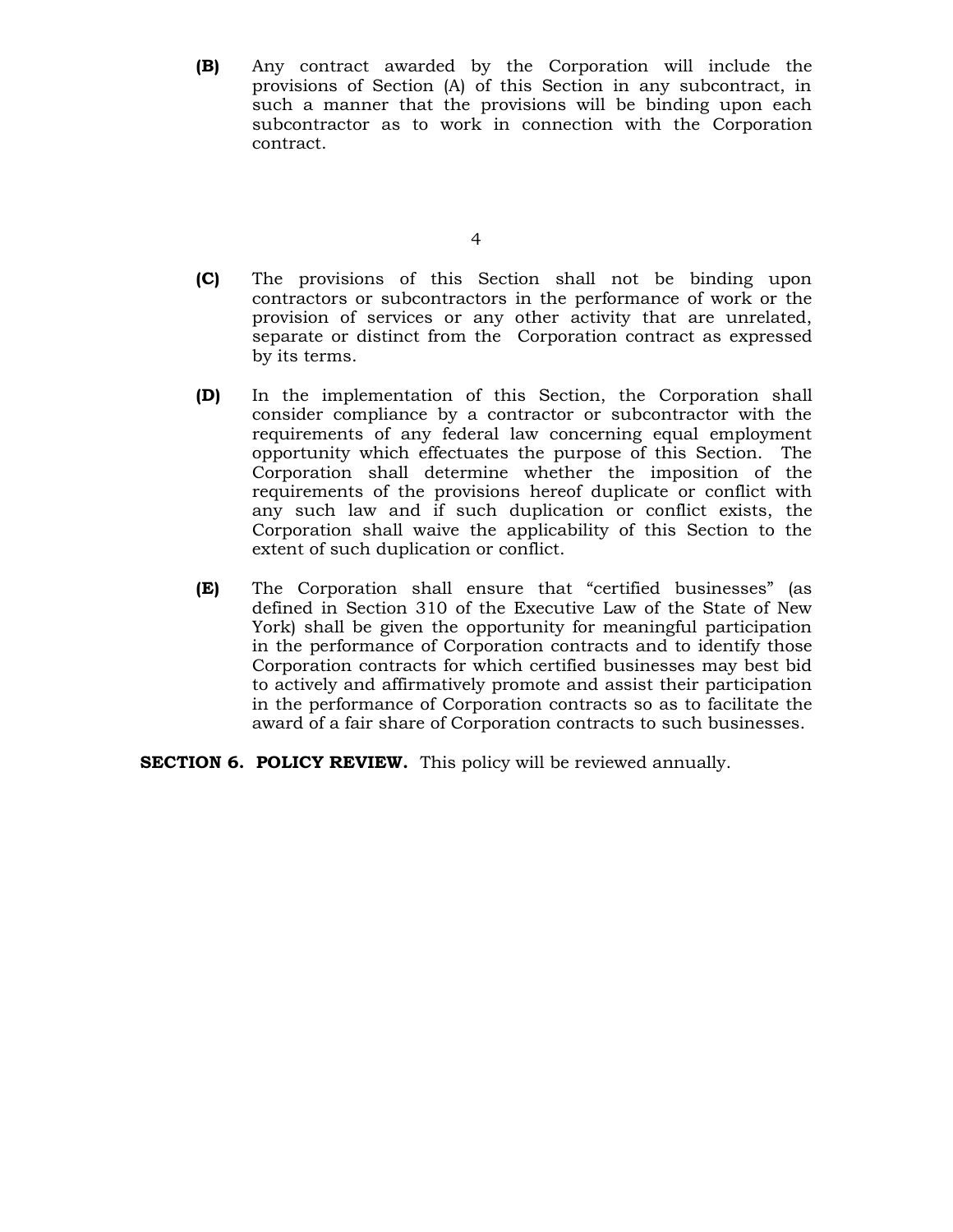**(B)** Any contract awarded by the Corporation will include the provisions of Section (A) of this Section in any subcontract, in such a manner that the provisions will be binding upon each subcontractor as to work in connection with the Corporation contract.

**(C)** The provisions of this Section shall not be binding upon contractors or subcontractors in the performance of work or the provision of services or any other activity that are unrelated, separate or distinct from the Corporation contract as expressed by its terms.

**(D)** In the implementation of this Section, the Corporation shall consider compliance by a contractor or subcontractor with the requirements of any federal law concerning equal employment opportunity which effectuates the purpose of this Section. The Corporation shall determine whether the imposition of the requirements of the provisions hereof duplicate or conflict with any such law and if such duplication or conflict exists, the Corporation shall waive the applicability of this Section to the extent of such duplication or conflict.

**(E)** The Corporation shall ensure that "certified businesses" (as defined in Section 310 of the Executive Law of the State of New York) shall be given the opportunity for meaningful participation in the performance of Corporation contracts and to identify those Corporation contracts for which certified businesses may best bid to actively and affirmatively promote and assist their participation in the performance of Corporation contracts so as to facilitate the award of a fair share of Corporation contracts to such businesses.

**SECTION 6. POLICY REVIEW.** This policy will be reviewed annually.